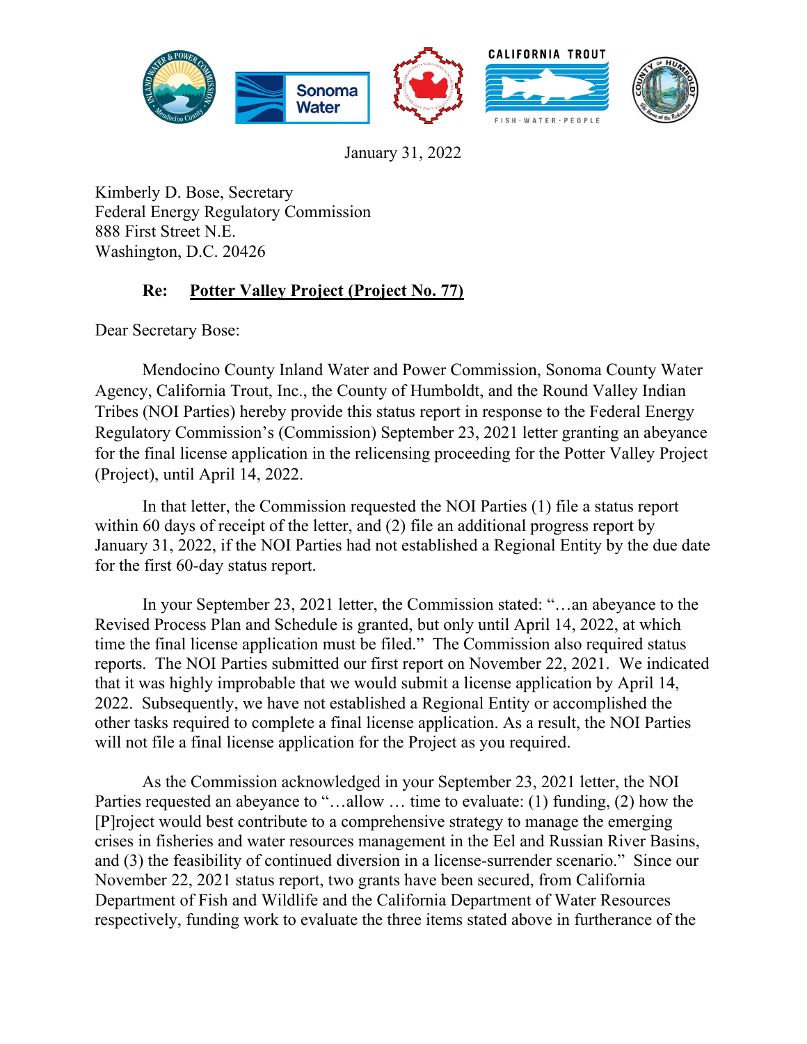January 31, 2022

Kimberly D. Bose, Secretary
Federal Energy Regulatory Commission
888 First Street N.E.
Washington, D.C. 20426

**Re: <u>Potter Valley Project (Project No. 77)</u>**

Dear Secretary Bose:

Mendocino County Inland Water and Power Commission, Sonoma County Water Agency, California Trout, Inc., the County of Humboldt, and the Round Valley Indian Tribes (NOI Parties) hereby provide this status report in response to the Federal Energy Regulatory Commission's (Commission) September 23, 2021 letter granting an abeyance for the final license application in the relicensing proceeding for the Potter Valley Project (Project), until April 14, 2022.

In that letter, the Commission requested the NOI Parties (1) file a status report within 60 days of receipt of the letter, and (2) file an additional progress report by January 31, 2022, if the NOI Parties had not established a Regional Entity by the due date for the first 60-day status report.

In your September 23, 2021 letter, the Commission stated: "…an abeyance to the Revised Process Plan and Schedule is granted, but only until April 14, 2022, at which time the final license application must be filed." The Commission also required status reports. The NOI Parties submitted our first report on November 22, 2021. We indicated that it was highly improbable that we would submit a license application by April 14, 2022. Subsequently, we have not established a Regional Entity or accomplished the other tasks required to complete a final license application. As a result, the NOI Parties will not file a final license application for the Project as you required.

As the Commission acknowledged in your September 23, 2021 letter, the NOI Parties requested an abeyance to "…allow … time to evaluate: (1) funding, (2) how the [P]roject would best contribute to a comprehensive strategy to manage the emerging crises in fisheries and water resources management in the Eel and Russian River Basins, and (3) the feasibility of continued diversion in a license-surrender scenario." Since our November 22, 2021 status report, two grants have been secured, from California Department of Fish and Wildlife and the California Department of Water Resources respectively, funding work to evaluate the three items stated above in furtherance of the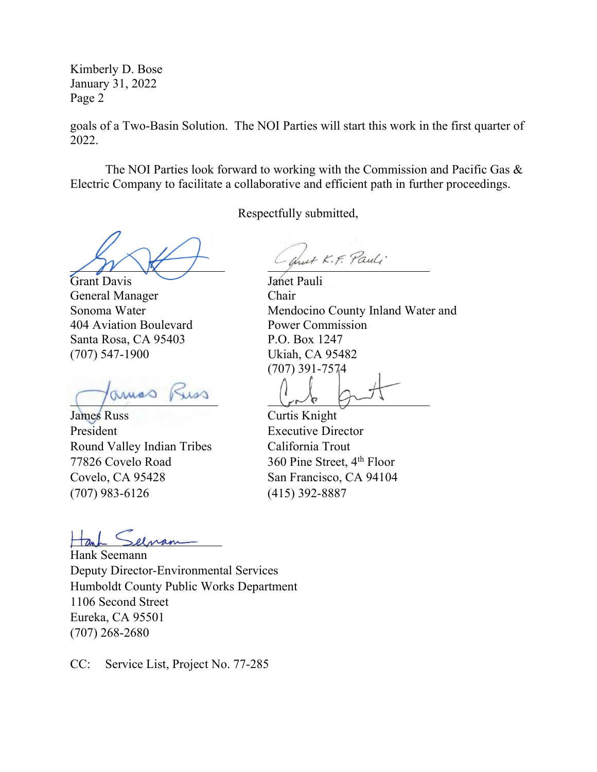goals of a Two-Basin Solution. The NOI Parties will start this work in the first quarter of 2022.

The NOI Parties look forward to working with the Commission and Pacific Gas & Electric Company to facilitate a collaborative and efficient path in further proceedings.

Respectfully submitted,

Grant Davis
General Manager
Sonoma Water
404 Aviation Boulevard
Santa Rosa, CA 95403
(707) 547-1900

Janet Pauli
Chair
Mendocino County Inland Water and Power Commission
P.O. Box 1247
Ukiah, CA 95482
(707) 391-7574

James Russ
President
Round Valley Indian Tribes
77826 Covelo Road
Covelo, CA 95428
(707) 983-6126

Curtis Knight
Executive Director
California Trout
360 Pine Street, 4th Floor
San Francisco, CA 94104
(415) 392-8887

Hank Seemann
Deputy Director-Environmental Services
Humboldt County Public Works Department
1106 Second Street
Eureka, CA 95501
(707) 268-2680

CC: Service List, Project No. 77-285